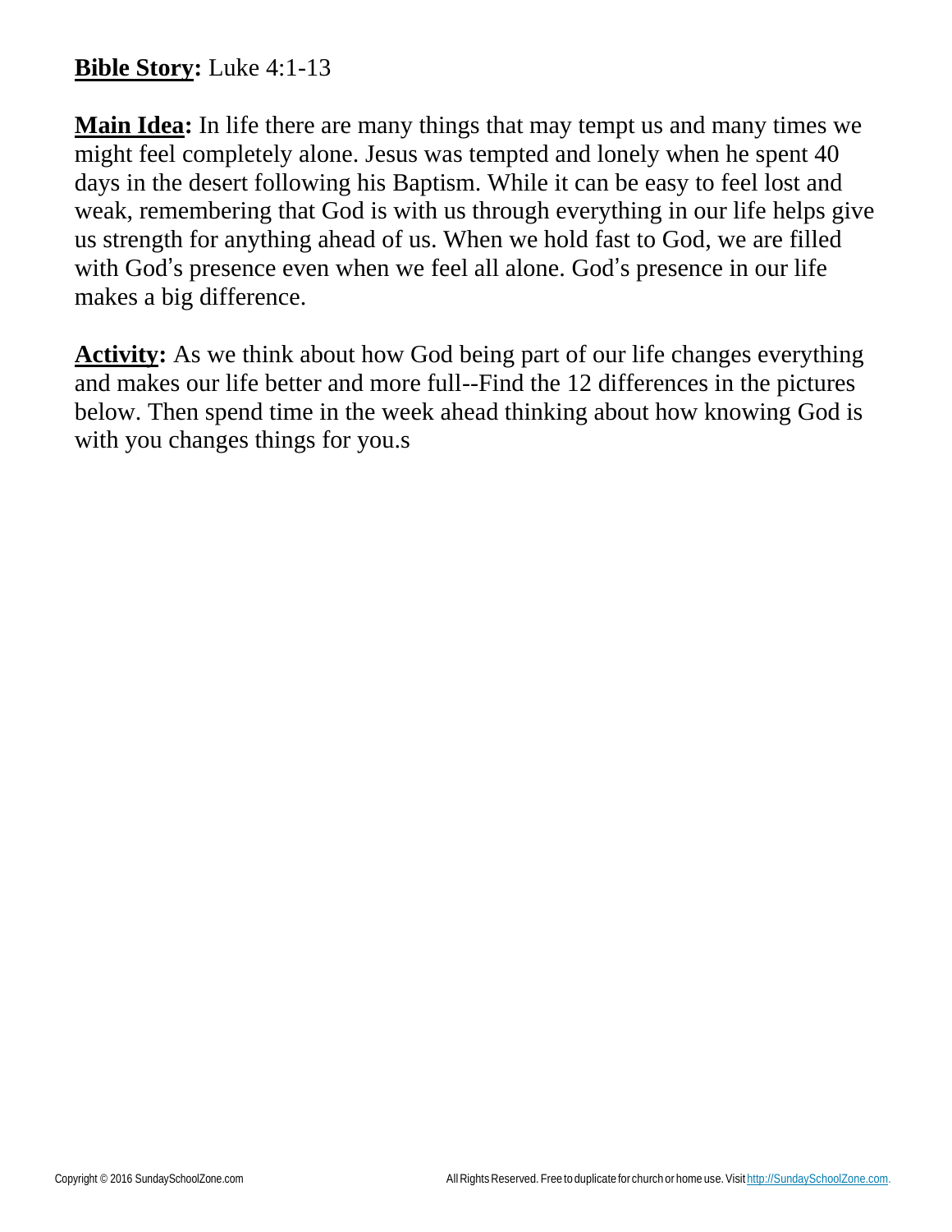**<u>Bible Story</u>:** Luke 4:1-13

**<u>Main Idea</u>:** In life there are many things that may tempt us and many times we might feel completely alone. Jesus was tempted and lonely when he spent 40 days in the desert following his Baptism. While it can be easy to feel lost and weak, remembering that God is with us through everything in our life helps give us strength for anything ahead of us. When we hold fast to God, we are filled with God's presence even when we feel all alone. God's presence in our life makes a big difference.

**<u>Activity</u>:** As we think about how God being part of our life changes everything and makes our life better and more full--Find the 12 differences in the pictures below. Then spend time in the week ahead thinking about how knowing God is with you changes things for you.s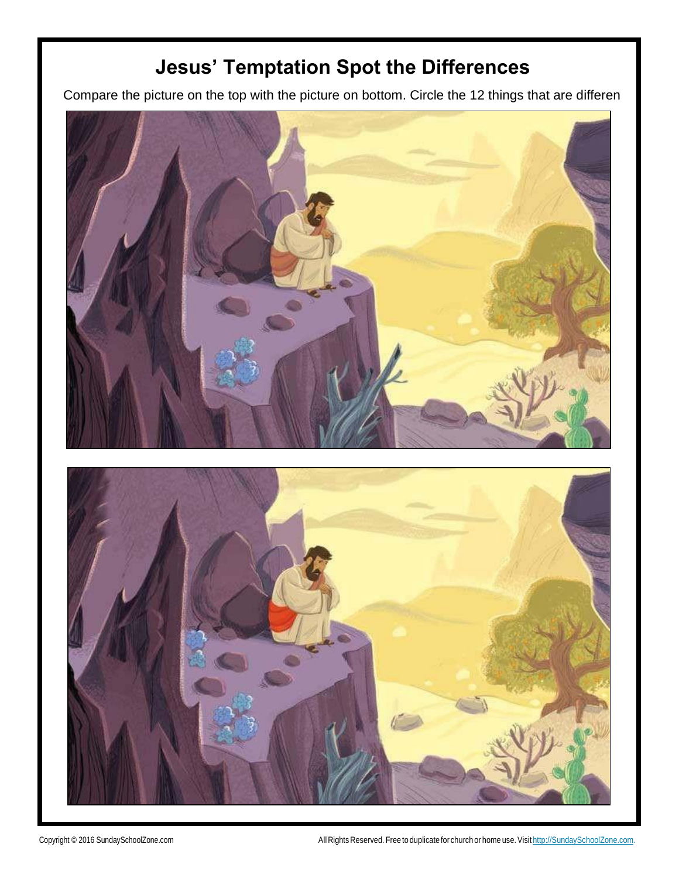# Jesus' Temptation Spot the Differences

Compare the picture on the top with the picture on bottom. Circle the 12 things that are differen

Copyright © 2016 SundaySchoolZone.com

All Rights Reserved. Free to duplicate for church or home use. Visit http://SundaySchoolZone.com.